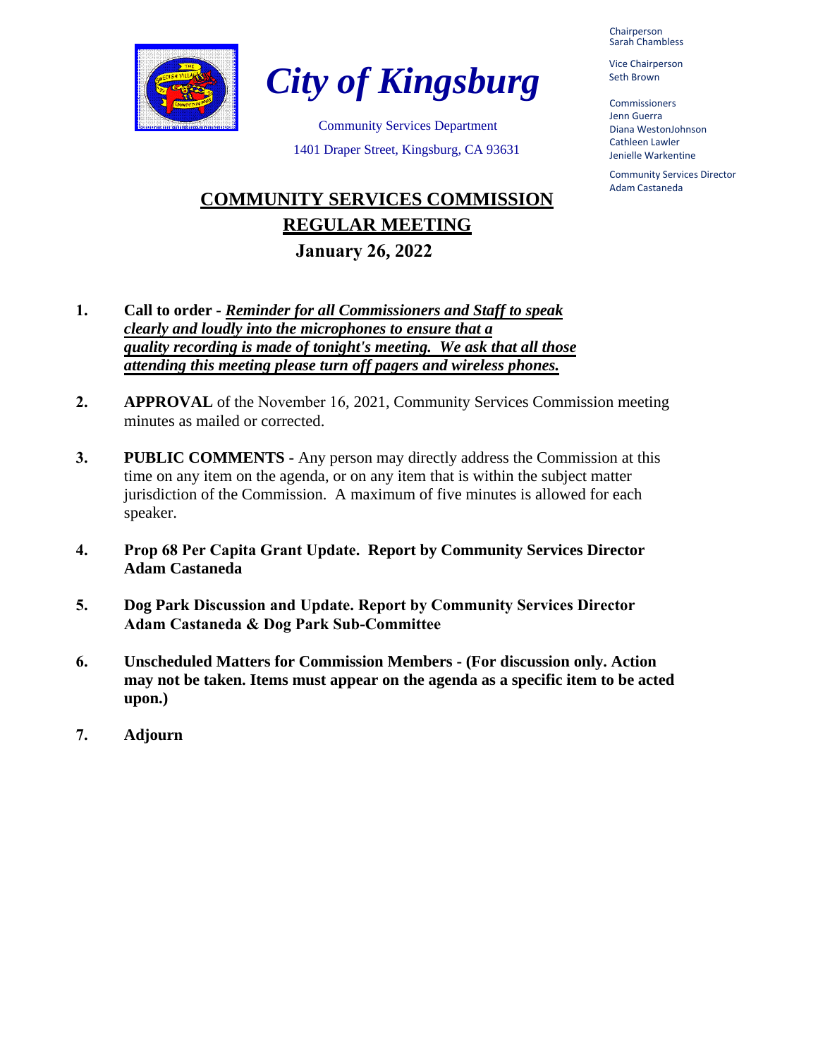# City of Kingsburg

Community Services Department

1401 Draper Street, Kingsburg, CA 93631

Chairperson
Sarah Chambless

Vice Chairperson
Seth Brown

Commissioners
Jenn Guerra
Diana WestonJohnson
Cathleen Lawler
Jenielle Warkentine

Community Services Director
Adam Castaneda

## COMMUNITY SERVICES COMMISSION
## REGULAR MEETING
### January 26, 2022

1. **Call to order** - ***Reminder for all Commissioners and Staff to speak clearly and loudly into the microphones to ensure that a quality recording is made of tonight's meeting. We ask that all those attending this meeting please turn off pagers and wireless phones.***

2. **APPROVAL** of the November 16, 2021, Community Services Commission meeting minutes as mailed or corrected.

3. **PUBLIC COMMENTS -** Any person may directly address the Commission at this time on any item on the agenda, or on any item that is within the subject matter jurisdiction of the Commission. A maximum of five minutes is allowed for each speaker.

4. **Prop 68 Per Capita Grant Update. Report by Community Services Director Adam Castaneda**

5. **Dog Park Discussion and Update. Report by Community Services Director Adam Castaneda & Dog Park Sub-Committee**

6. **Unscheduled Matters for Commission Members - (For discussion only. Action may not be taken. Items must appear on the agenda as a specific item to be acted upon.)**

7. **Adjourn**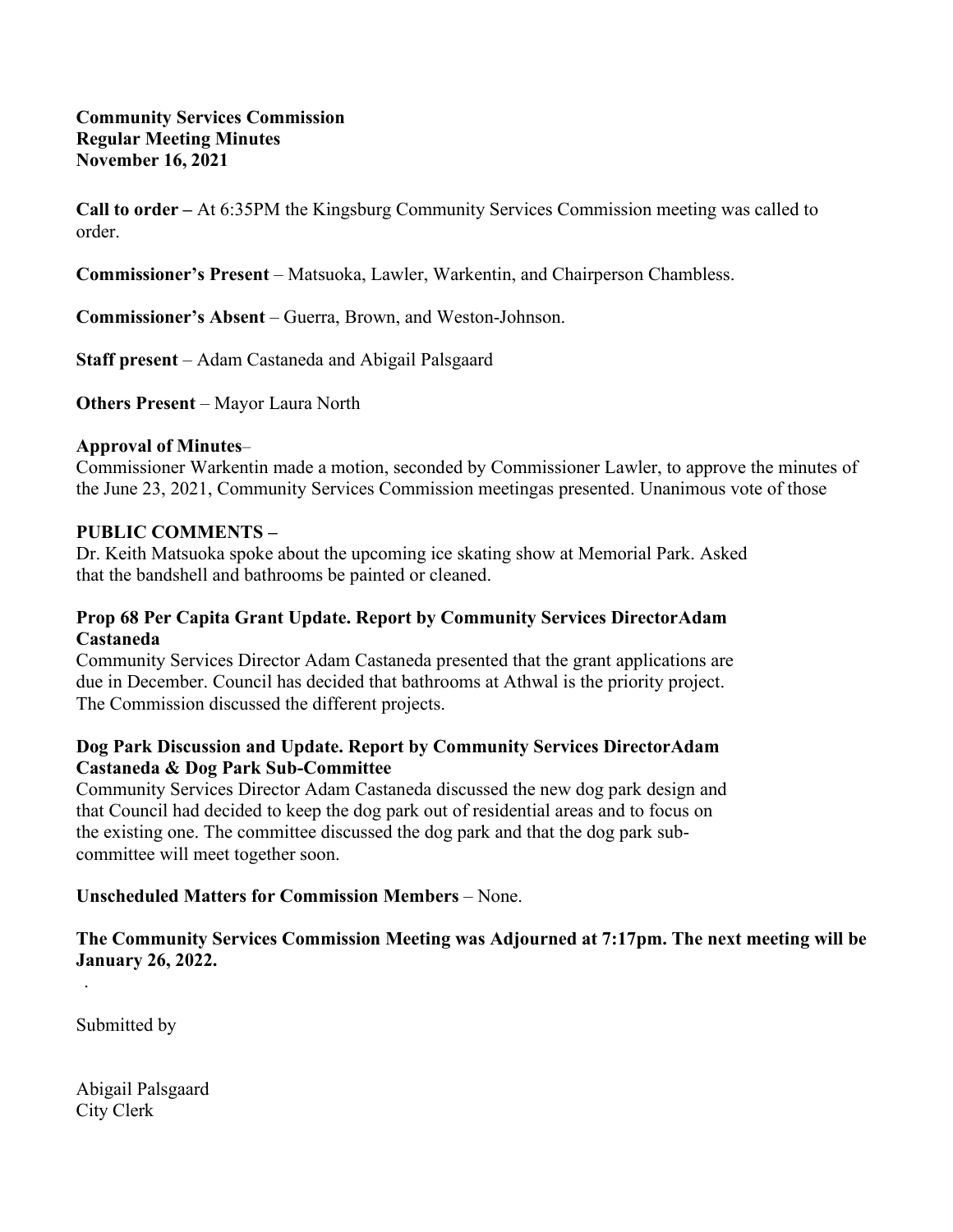**Community Services Commission**
**Regular Meeting Minutes**
**November 16, 2021**

**Call to order –** At 6:35PM the Kingsburg Community Services Commission meeting was called to order.

**Commissioner's Present** – Matsuoka, Lawler, Warkentin, and Chairperson Chambless.

**Commissioner's Absent** – Guerra, Brown, and Weston-Johnson.

**Staff present** – Adam Castaneda and Abigail Palsgaard

**Others Present** – Mayor Laura North

**Approval of Minutes**–

Commissioner Warkentin made a motion, seconded by Commissioner Lawler, to approve the minutes of the June 23, 2021, Community Services Commission meetingas presented. Unanimous vote of those

**PUBLIC COMMENTS –**

Dr. Keith Matsuoka spoke about the upcoming ice skating show at Memorial Park. Asked that the bandshell and bathrooms be painted or cleaned.

**Prop 68 Per Capita Grant Update. Report by Community Services DirectorAdam Castaneda**

Community Services Director Adam Castaneda presented that the grant applications are due in December. Council has decided that bathrooms at Athwal is the priority project. The Commission discussed the different projects.

**Dog Park Discussion and Update. Report by Community Services DirectorAdam Castaneda & Dog Park Sub-Committee**

Community Services Director Adam Castaneda discussed the new dog park design and that Council had decided to keep the dog park out of residential areas and to focus on the existing one. The committee discussed the dog park and that the dog park sub-committee will meet together soon.

**Unscheduled Matters for Commission Members** – None.

**The Community Services Commission Meeting was Adjourned at 7:17pm. The next meeting will be January 26, 2022.**

.

Submitted by

Abigail Palsgaard
City Clerk